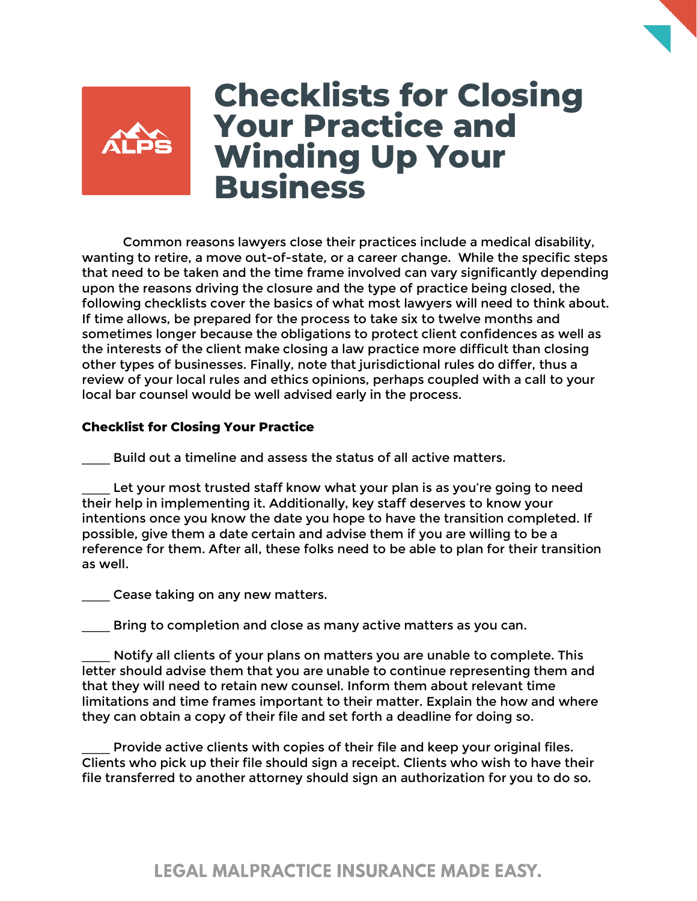# Checklists for Closing Your Practice and Winding Up Your Business

Common reasons lawyers close their practices include a medical disability, wanting to retire, a move out-of-state, or a career change. While the specific steps that need to be taken and the time frame involved can vary significantly depending upon the reasons driving the closure and the type of practice being closed, the following checklists cover the basics of what most lawyers will need to think about. If time allows, be prepared for the process to take six to twelve months and sometimes longer because the obligations to protect client confidences as well as the interests of the client make closing a law practice more difficult than closing other types of businesses. Finally, note that jurisdictional rules do differ, thus a review of your local rules and ethics opinions, perhaps coupled with a call to your local bar counsel would be well advised early in the process.

**Checklist for Closing Your Practice**

____ Build out a timeline and assess the status of all active matters.

____ Let your most trusted staff know what your plan is as you're going to need their help in implementing it. Additionally, key staff deserves to know your intentions once you know the date you hope to have the transition completed. If possible, give them a date certain and advise them if you are willing to be a reference for them. After all, these folks need to be able to plan for their transition as well.

____ Cease taking on any new matters.

____ Bring to completion and close as many active matters as you can.

____ Notify all clients of your plans on matters you are unable to complete. This letter should advise them that you are unable to continue representing them and that they will need to retain new counsel. Inform them about relevant time limitations and time frames important to their matter. Explain the how and where they can obtain a copy of their file and set forth a deadline for doing so.

____ Provide active clients with copies of their file and keep your original files. Clients who pick up their file should sign a receipt. Clients who wish to have their file transferred to another attorney should sign an authorization for you to do so.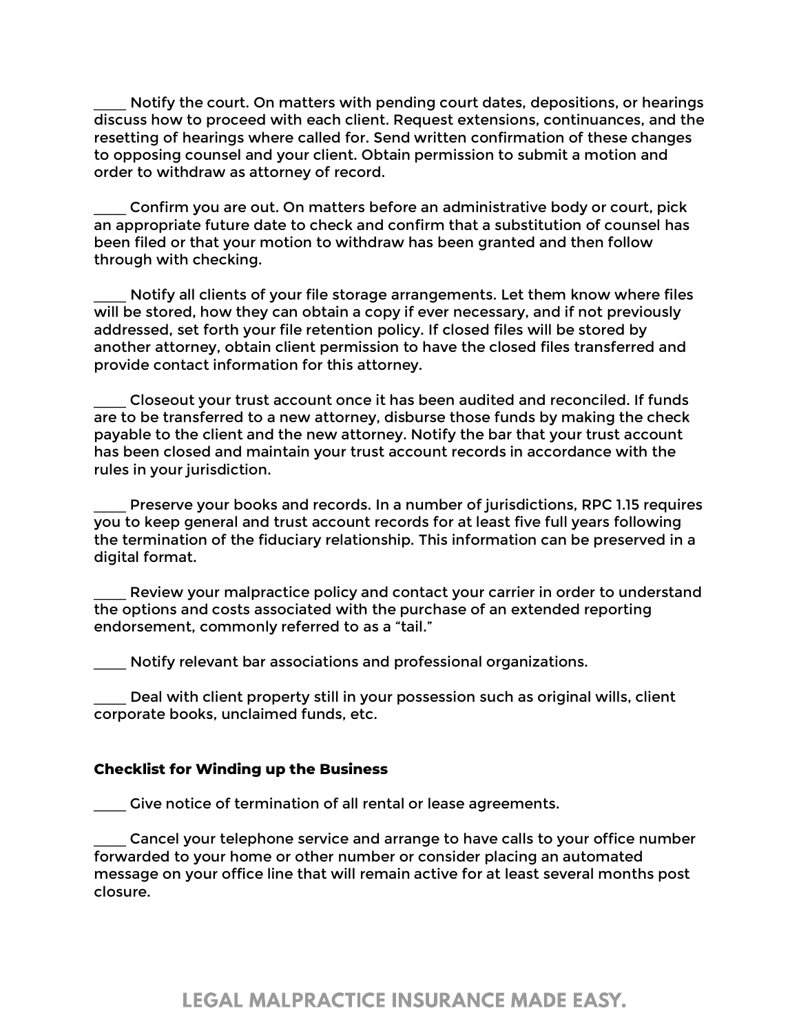____ Notify the court. On matters with pending court dates, depositions, or hearings discuss how to proceed with each client. Request extensions, continuances, and the resetting of hearings where called for. Send written confirmation of these changes to opposing counsel and your client. Obtain permission to submit a motion and order to withdraw as attorney of record.

____ Confirm you are out. On matters before an administrative body or court, pick an appropriate future date to check and confirm that a substitution of counsel has been filed or that your motion to withdraw has been granted and then follow through with checking.

____ Notify all clients of your file storage arrangements. Let them know where files will be stored, how they can obtain a copy if ever necessary, and if not previously addressed, set forth your file retention policy. If closed files will be stored by another attorney, obtain client permission to have the closed files transferred and provide contact information for this attorney.

____ Closeout your trust account once it has been audited and reconciled. If funds are to be transferred to a new attorney, disburse those funds by making the check payable to the client and the new attorney. Notify the bar that your trust account has been closed and maintain your trust account records in accordance with the rules in your jurisdiction.

____ Preserve your books and records. In a number of jurisdictions, RPC 1.15 requires you to keep general and trust account records for at least five full years following the termination of the fiduciary relationship. This information can be preserved in a digital format.

____ Review your malpractice policy and contact your carrier in order to understand the options and costs associated with the purchase of an extended reporting endorsement, commonly referred to as a "tail."

____ Notify relevant bar associations and professional organizations.

____ Deal with client property still in your possession such as original wills, client corporate books, unclaimed funds, etc.

**Checklist for Winding up the Business**

____ Give notice of termination of all rental or lease agreements.

____ Cancel your telephone service and arrange to have calls to your office number forwarded to your home or other number or consider placing an automated message on your office line that will remain active for at least several months post closure.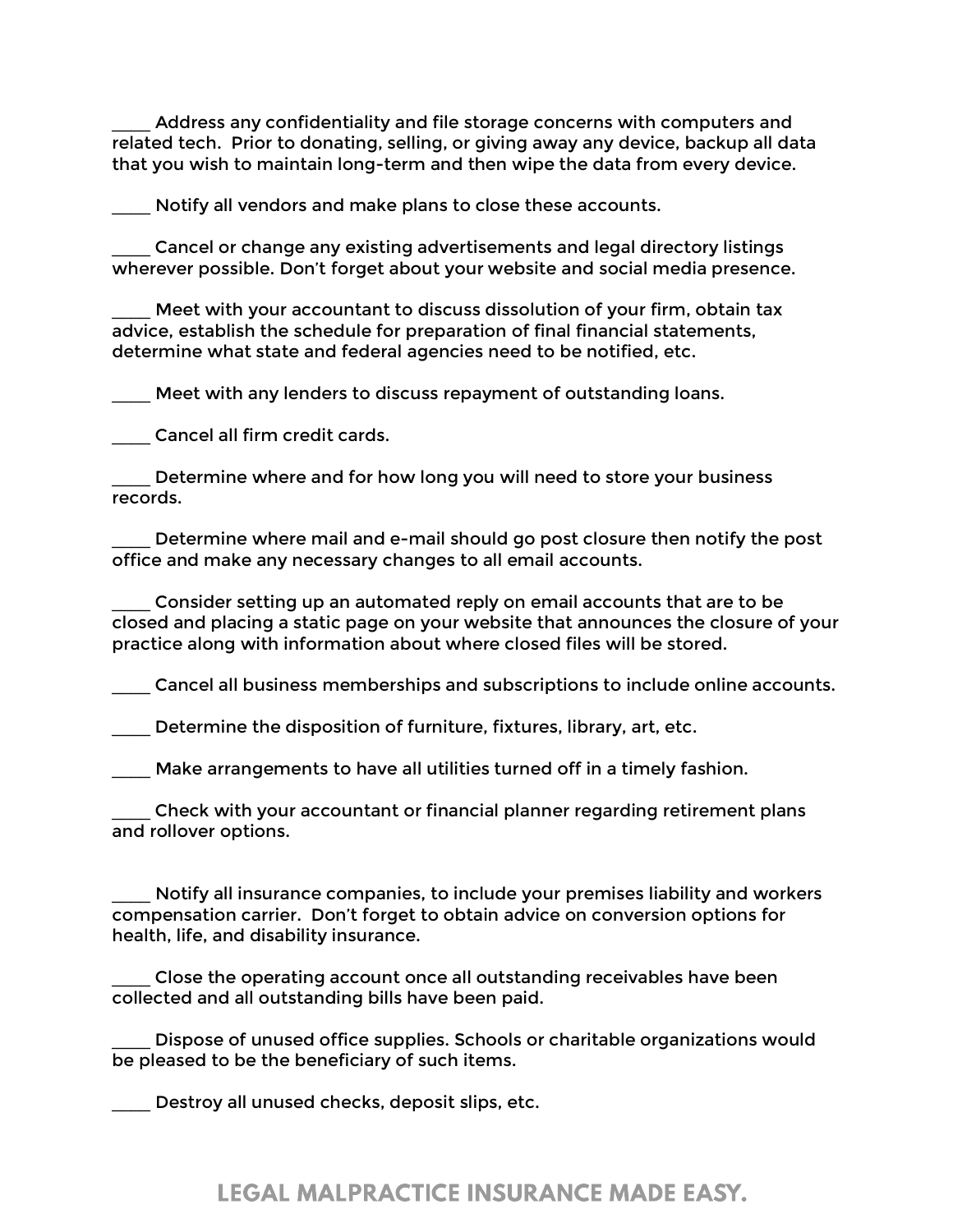____ Address any confidentiality and file storage concerns with computers and related tech. Prior to donating, selling, or giving away any device, backup all data that you wish to maintain long-term and then wipe the data from every device.

____ Notify all vendors and make plans to close these accounts.

____ Cancel or change any existing advertisements and legal directory listings wherever possible. Don't forget about your website and social media presence.

____ Meet with your accountant to discuss dissolution of your firm, obtain tax advice, establish the schedule for preparation of final financial statements, determine what state and federal agencies need to be notified, etc.

____ Meet with any lenders to discuss repayment of outstanding loans.

____ Cancel all firm credit cards.

____ Determine where and for how long you will need to store your business records.

____ Determine where mail and e-mail should go post closure then notify the post office and make any necessary changes to all email accounts.

____ Consider setting up an automated reply on email accounts that are to be closed and placing a static page on your website that announces the closure of your practice along with information about where closed files will be stored.

____ Cancel all business memberships and subscriptions to include online accounts.

____ Determine the disposition of furniture, fixtures, library, art, etc.

____ Make arrangements to have all utilities turned off in a timely fashion.

____ Check with your accountant or financial planner regarding retirement plans and rollover options.

____ Notify all insurance companies, to include your premises liability and workers compensation carrier. Don't forget to obtain advice on conversion options for health, life, and disability insurance.

____ Close the operating account once all outstanding receivables have been collected and all outstanding bills have been paid.

____ Dispose of unused office supplies. Schools or charitable organizations would be pleased to be the beneficiary of such items.

____ Destroy all unused checks, deposit slips, etc.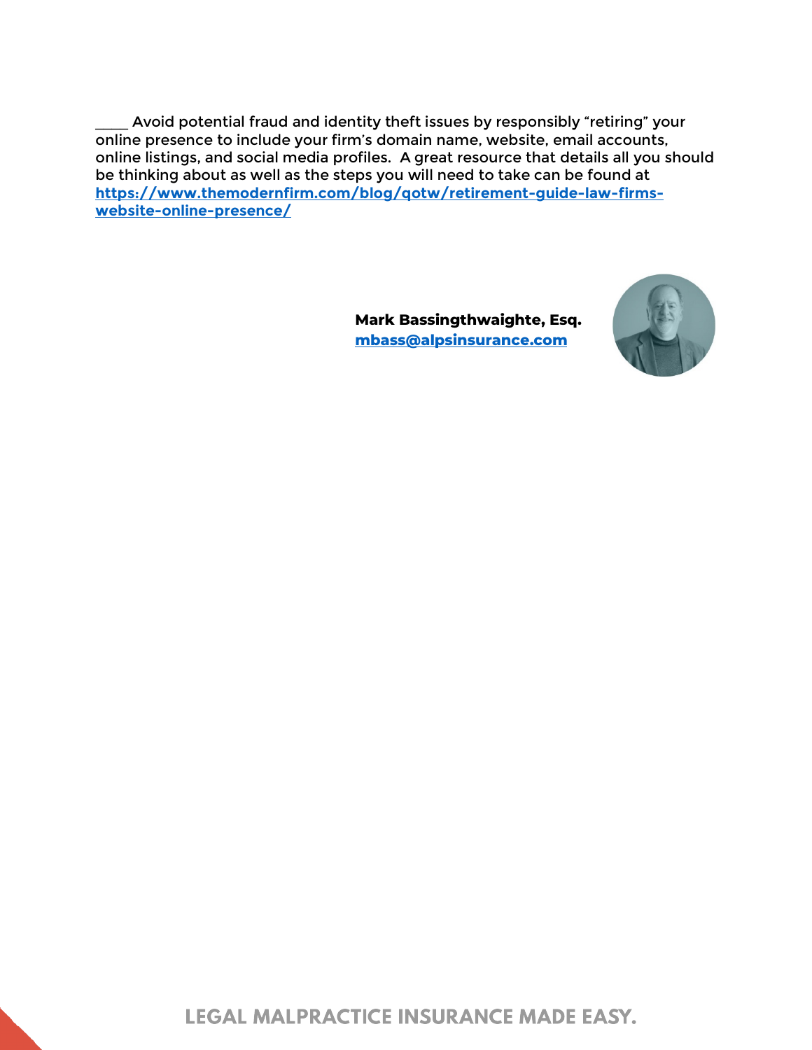____ Avoid potential fraud and identity theft issues by responsibly "retiring" your online presence to include your firm's domain name, website, email accounts, online listings, and social media profiles. A great resource that details all you should be thinking about as well as the steps you will need to take can be found at [https://www.themodernfirm.com/blog/qotw/retirement-guide-law-firms-website-online-presence/](https://www.themodernfirm.com/blog/qotw/retirement-guide-law-firms-website-online-presence/)

**Mark Bassingthwaighte, Esq.**
**[mbass@alpsinsurance.com](mailto:mbass@alpsinsurance.com)**